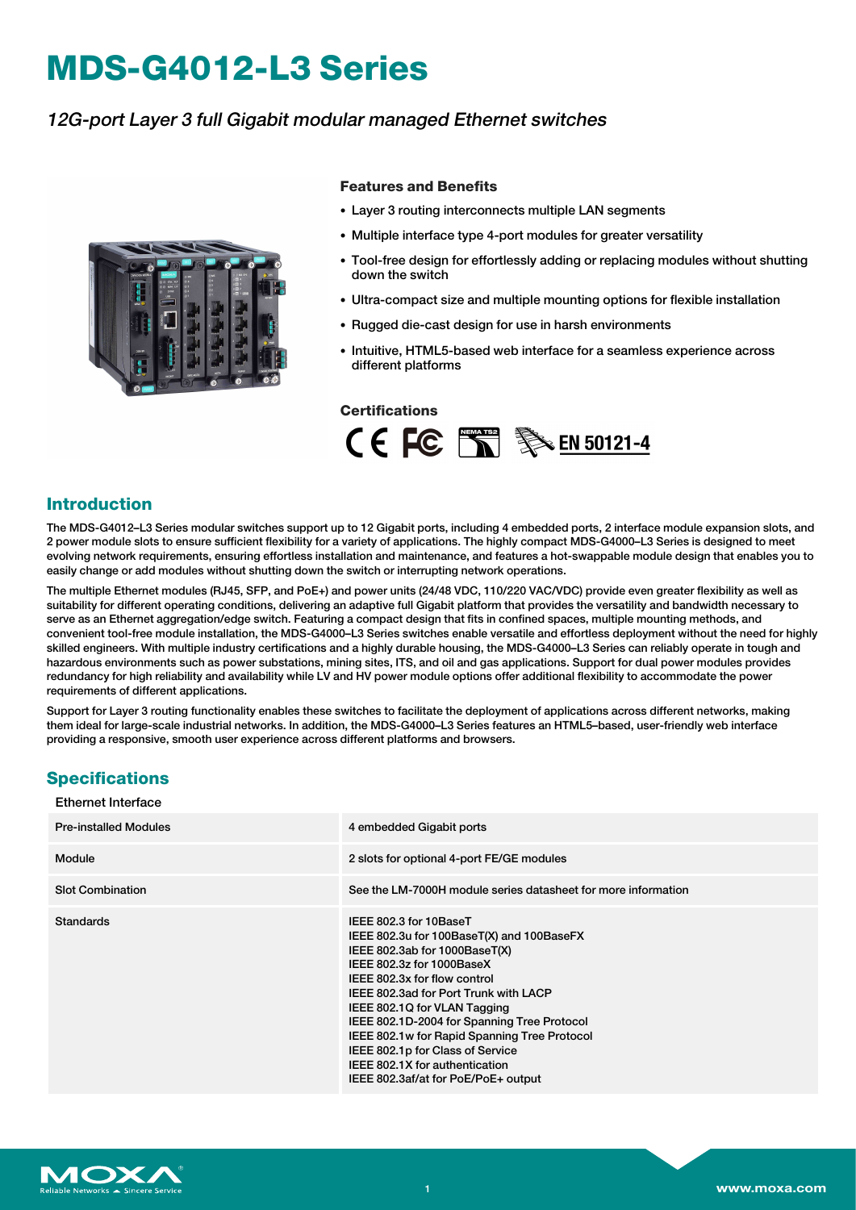# MDS-G4012-L3 Series

*12G-port Layer 3 full Gigabit modular managed Ethernet switches*

### Features and Benefits

- Layer 3 routing interconnects multiple LAN segments
- Multiple interface type 4-port modules for greater versatility
- Tool-free design for effortlessly adding or replacing modules without shutting down the switch
- Ultra-compact size and multiple mounting options for flexible installation
- Rugged die-cast design for use in harsh environments
- Intuitive, HTML5-based web interface for a seamless experience across different platforms

### Certifications

## Introduction

The MDS-G4012–L3 Series modular switches support up to 12 Gigabit ports, including 4 embedded ports, 2 interface module expansion slots, and 2 power module slots to ensure sufficient flexibility for a variety of applications. The highly compact MDS-G4000–L3 Series is designed to meet evolving network requirements, ensuring effortless installation and maintenance, and features a hot-swappable module design that enables you to easily change or add modules without shutting down the switch or interrupting network operations.

The multiple Ethernet modules (RJ45, SFP, and PoE+) and power units (24/48 VDC, 110/220 VAC/VDC) provide even greater flexibility as well as suitability for different operating conditions, delivering an adaptive full Gigabit platform that provides the versatility and bandwidth necessary to serve as an Ethernet aggregation/edge switch. Featuring a compact design that fits in confined spaces, multiple mounting methods, and convenient tool-free module installation, the MDS-G4000–L3 Series enable versatile and effortless deployment without the need for highly skilled engineers. With multiple industry certifications and a highly durable housing, the MDS-G4000–L3 Series can reliably operate in tough and hazardous environments such as power substations, mining sites, ITS, and oil and gas applications. Support for dual power modules provides redundancy for high reliability and availability while LV and HV power module options offer additional flexibility to accommodate the power requirements of different applications.

Support for Layer 3 routing functionality enables these switches to facilitate the deployment of applications across different networks, making them ideal for large-scale industrial networks. In addition, the MDS-G4000–L3 Series features an HTML5–based, user-friendly web interface providing a responsive, smooth user experience across different platforms and browsers.

## Specifications

### Ethernet Interface

| | |
|---|---|
| Pre-installed Modules | 4 embedded Gigabit ports |
| Module | 2 slots for optional 4-port FE/GE modules |
| Slot Combination | See the LM-7000H module series datasheet for more information |
| Standards | IEEE 802.3 for 10BaseT<br>IEEE 802.3u for 100BaseT(X) and 100BaseFX<br>IEEE 802.3ab for 1000BaseT(X)<br>IEEE 802.3z for 1000BaseX<br>IEEE 802.3x for flow control<br>IEEE 802.3ad for Port Trunk with LACP<br>IEEE 802.1Q for VLAN Tagging<br>IEEE 802.1D-2004 for Spanning Tree Protocol<br>IEEE 802.1w for Rapid Spanning Tree Protocol<br>IEEE 802.1p for Class of Service<br>IEEE 802.1X for authentication<br>IEEE 802.3af/at for PoE/PoE+ output |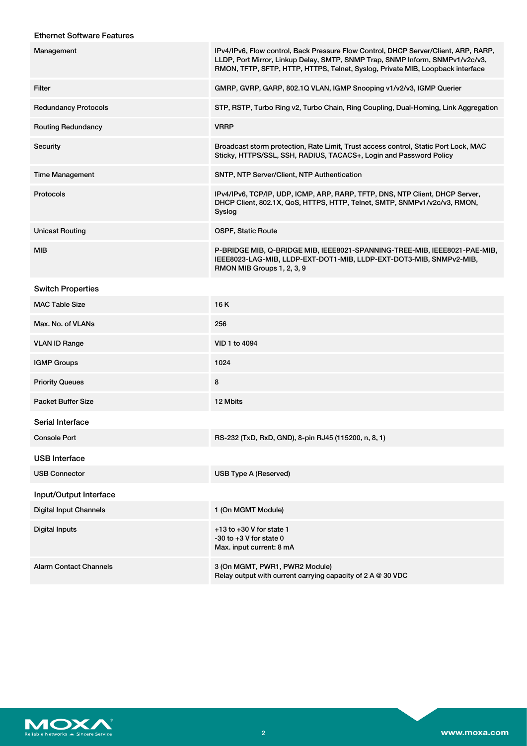### Ethernet Software Features

| | |
|---|---|
| Management | IPv4/IPv6, Flow control, Back Pressure Flow Control, DHCP Server/Client, ARP, RARP, LLDP, Port Mirror, Linkup Delay, SMTP, SNMP Trap, SNMP Inform, SNMPv1/v2c/v3, RMON, TFTP, SFTP, HTTP, HTTPS, Telnet, Syslog, Private MIB, Loopback interface |
| Filter | GMRP, GVRP, GARP, 802.1Q VLAN, IGMP Snooping v1/v2/v3, IGMP Querier |
| Redundancy Protocols | STP, RSTP, Turbo Ring v2, Turbo Chain, Ring Coupling, Dual-Homing, Link Aggregation |
| Routing Redundancy | VRRP |
| Security | Broadcast storm protection, Rate Limit, Trust access control, Static Port Lock, MAC Sticky, HTTPS/SSL, SSH, RADIUS, TACACS+, Login and Password Policy |
| Time Management | SNTP, NTP Server/Client, NTP Authentication |
| Protocols | IPv4/IPv6, TCP/IP, UDP, ICMP, ARP, RARP, TFTP, DNS, NTP Client, DHCP Server, DHCP Client, 802.1X, QoS, HTTPS, HTTP, Telnet, SMTP, SNMPv1/v2c/v3, RMON, Syslog |
| Unicast Routing | OSPF, Static Route |
| MIB | P-BRIDGE MIB, Q-BRIDGE MIB, IEEE8021-SPANNING-TREE-MIB, IEEE8021-PAE-MIB, IEEE8023-LAG-MIB, LLDP-EXT-DOT1-MIB, LLDP-EXT-DOT3-MIB, SNMPv2-MIB, RMON MIB Groups 1, 2, 3, 9 |

### Switch Properties

| | |
|---|---|
| MAC Table Size | 16 K |
| Max. No. of VLANs | 256 |
| VLAN ID Range | VID 1 to 4094 |
| IGMP Groups | 1024 |
| Priority Queues | 8 |
| Packet Buffer Size | 12 Mbits |

### Serial Interface

| | |
|---|---|
| Console Port | RS-232 (TxD, RxD, GND), 8-pin RJ45 (115200, n, 8, 1) |

### USB Interface

| | |
|---|---|
| USB Connector | USB Type A (Reserved) |

### Input/Output Interface

| | |
|---|---|
| Digital Input Channels | 1 (On MGMT Module) |
| Digital Inputs | +13 to +30 V for state 1<br>-30 to +3 V for state 0<br>Max. input current: 8 mA |
| Alarm Contact Channels | 3 (On MGMT, PWR1, PWR2 Module)<br>Relay output with current carrying capacity of 2 A @ 30 VDC |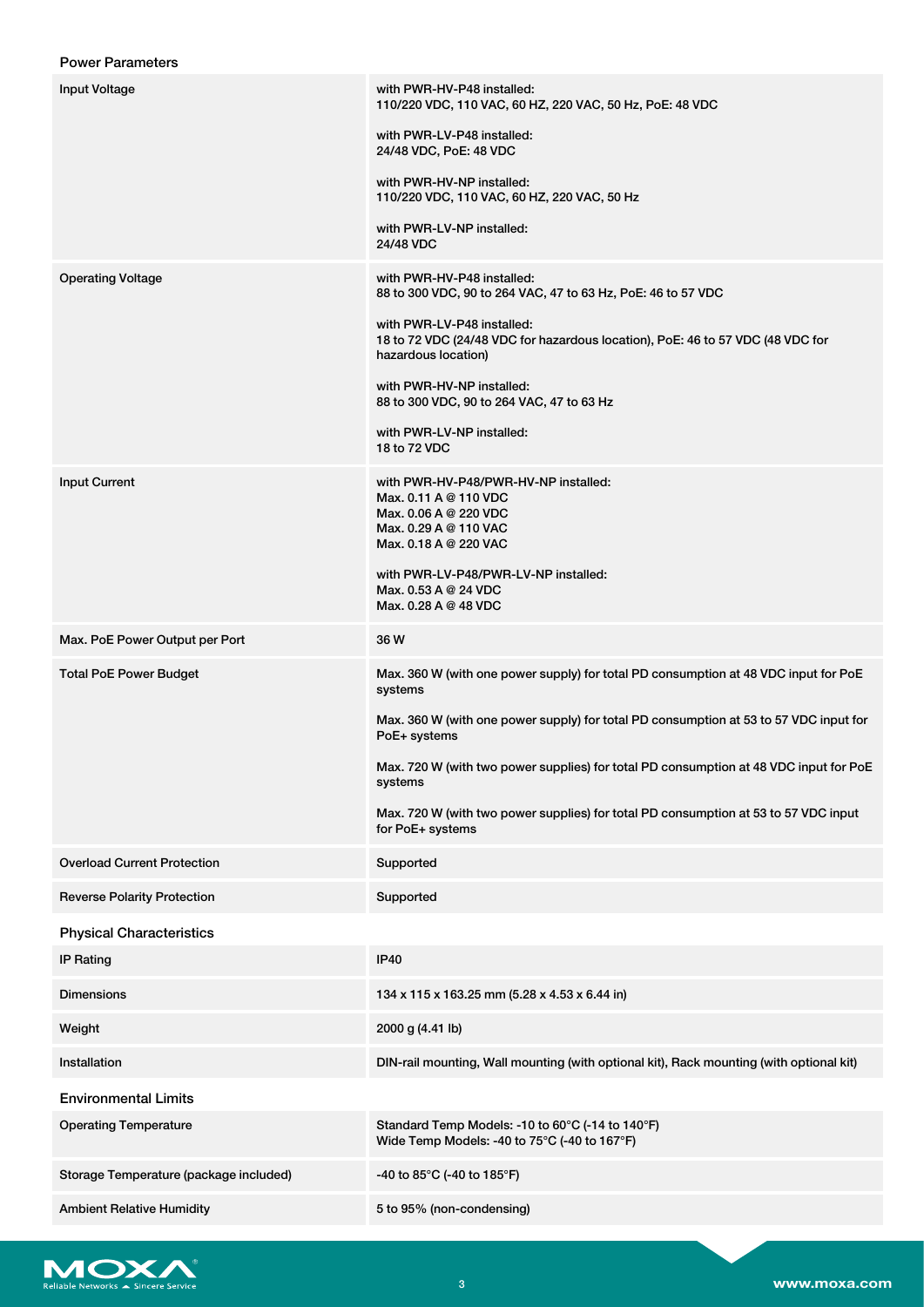### Power Parameters

| | |
|---|---|
| Input Voltage | with PWR-HV-P48 installed:<br>110/220 VDC, 110 VAC, 60 HZ, 220 VAC, 50 Hz, PoE: 48 VDC<br><br>with PWR-LV-P48 installed:<br>24/48 VDC, PoE: 48 VDC<br><br>with PWR-HV-NP installed:<br>110/220 VDC, 110 VAC, 60 HZ, 220 VAC, 50 Hz<br><br>with PWR-LV-NP installed:<br>24/48 VDC |
| Operating Voltage | with PWR-HV-P48 installed:<br>88 to 300 VDC, 90 to 264 VAC, 47 to 63 Hz, PoE: 46 to 57 VDC<br><br>with PWR-LV-P48 installed:<br>18 to 72 VDC (24/48 VDC for hazardous location), PoE: 46 to 57 VDC (48 VDC for hazardous location)<br><br>with PWR-HV-NP installed:<br>88 to 300 VDC, 90 to 264 VAC, 47 to 63 Hz<br><br>with PWR-LV-NP installed:<br>18 to 72 VDC |
| Input Current | with PWR-HV-P48/PWR-HV-NP installed:<br>Max. 0.11 A @ 110 VDC<br>Max. 0.06 A @ 220 VDC<br>Max. 0.29 A @ 110 VAC<br>Max. 0.18 A @ 220 VAC<br><br>with PWR-LV-P48/PWR-LV-NP installed:<br>Max. 0.53 A @ 24 VDC<br>Max. 0.28 A @ 48 VDC |
| Max. PoE Power Output per Port | 36 W |
| Total PoE Power Budget | Max. 360 W (with one power supply) for total PD consumption at 48 VDC input for PoE systems<br><br>Max. 360 W (with one power supply) for total PD consumption at 53 to 57 VDC input for PoE+ systems<br><br>Max. 720 W (with two power supplies) for total PD consumption at 48 VDC input for PoE systems<br><br>Max. 720 W (with two power supplies) for total PD consumption at 53 to 57 VDC input for PoE+ systems |
| Overload Current Protection | Supported |
| Reverse Polarity Protection | Supported |

### Physical Characteristics

| | |
|---|---|
| IP Rating | IP40 |
| Dimensions | 134 x 115 x 163.25 mm (5.28 x 4.53 x 6.44 in) |
| Weight | 2000 g (4.41 lb) |
| Installation | DIN-rail mounting, Wall mounting (with optional kit), Rack mounting (with optional kit) |

### Environmental Limits

| | |
|---|---|
| Operating Temperature | Standard Temp Models: -10 to 60°C (-14 to 140°F)<br>Wide Temp Models: -40 to 75°C (-40 to 167°F) |
| Storage Temperature (package included) | -40 to 85°C (-40 to 185°F) |
| Ambient Relative Humidity | 5 to 95% (non-condensing) |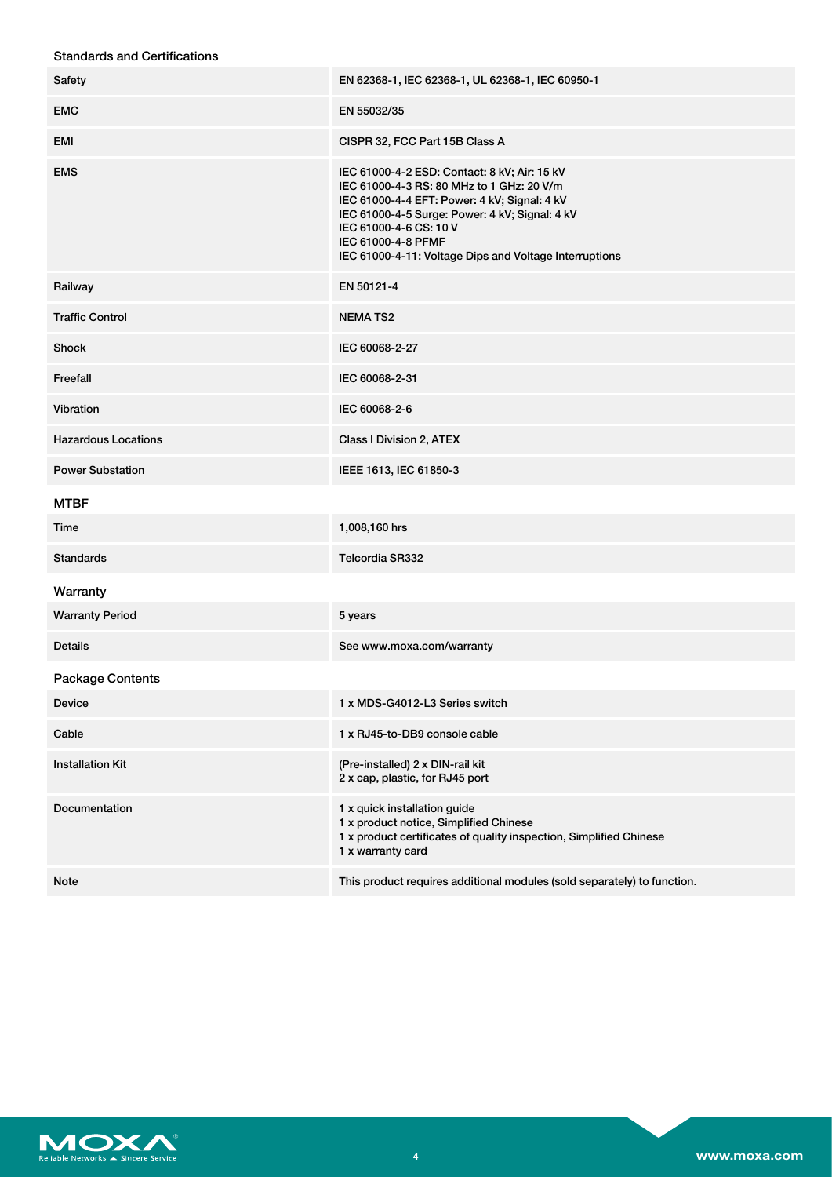### Standards and Certifications

| | |
|---|---|
| Safety | EN 62368-1, IEC 62368-1, UL 62368-1, IEC 60950-1 |
| EMC | EN 55032/35 |
| EMI | CISPR 32, FCC Part 15B Class A |
| EMS | IEC 61000-4-2 ESD: Contact: 8 kV; Air: 15 kV<br>IEC 61000-4-3 RS: 80 MHz to 1 GHz: 20 V/m<br>IEC 61000-4-4 EFT: Power: 4 kV; Signal: 4 kV<br>IEC 61000-4-5 Surge: Power: 4 kV; Signal: 4 kV<br>IEC 61000-4-6 CS: 10 V<br>IEC 61000-4-8 PFMF<br>IEC 61000-4-11: Voltage Dips and Voltage Interruptions |
| Railway | EN 50121-4 |
| Traffic Control | NEMA TS2 |
| Shock | IEC 60068-2-27 |
| Freefall | IEC 60068-2-31 |
| Vibration | IEC 60068-2-6 |
| Hazardous Locations | Class I Division 2, ATEX |
| Power Substation | IEEE 1613, IEC 61850-3 |

### MTBF

| | |
|---|---|
| Time | 1,008,160 hrs |
| Standards | Telcordia SR332 |

### Warranty

| | |
|---|---|
| Warranty Period | 5 years |
| Details | See www.moxa.com/warranty |

### Package Contents

| | |
|---|---|
| Device | 1 x MDS-G4012-L3 Series switch |
| Cable | 1 x RJ45-to-DB9 console cable |
| Installation Kit | (Pre-installed) 2 x DIN-rail kit<br>2 x cap, plastic, for RJ45 port |
| Documentation | 1 x quick installation guide<br>1 x product notice, Simplified Chinese<br>1 x product certificates of quality inspection, Simplified Chinese<br>1 x warranty card |
| Note | This product requires additional modules (sold separately) to function. |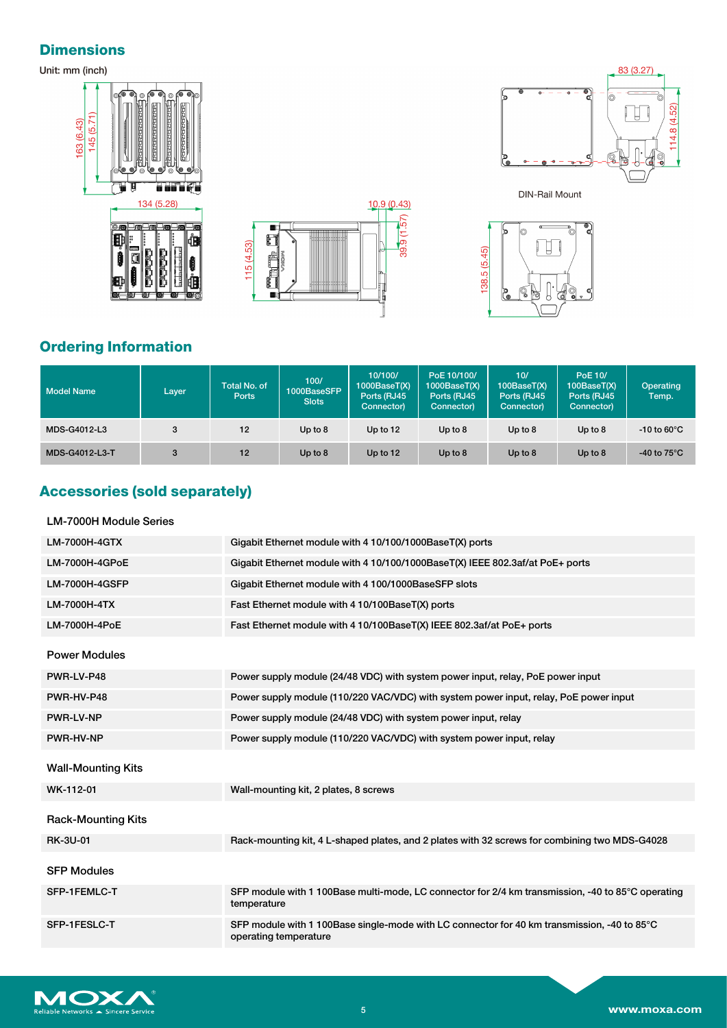## Dimensions

Unit: mm (inch)

163 (6.43)
145 (5.71)
134 (5.28)
115 (4.53)
10.9 (0.43)
39.9 (1.57)
83 (3.27)
114.8 (4.52)
138.5 (5.45)

DIN-Rail Mount

## Ordering Information

| Model Name | Layer | Total No. of Ports | 100/ 1000BaseSFP Slots | 10/100/ 1000BaseT(X) Ports (RJ45 Connector) | PoE 10/100/ 1000BaseT(X) Ports (RJ45 Connector) | 10/ 100BaseT(X) Ports (RJ45 Connector) | PoE 10/ 100BaseT(X) Ports (RJ45 Connector) | Operating Temp. |
|---|---|---|---|---|---|---|---|---|
| MDS-G4012-L3 | 3 | 12 | Up to 8 | Up to 12 | Up to 8 | Up to 8 | Up to 8 | -10 to 60°C |
| MDS-G4012-L3-T | 3 | 12 | Up to 8 | Up to 12 | Up to 8 | Up to 8 | Up to 8 | -40 to 75°C |

## Accessories (sold separately)

### LM-7000H Module Series

| | |
|---|---|
| LM-7000H-4GTX | Gigabit Ethernet module with 4 10/100/1000BaseT(X) ports |
| LM-7000H-4GPoE | Gigabit Ethernet module with 4 10/100/1000BaseT(X) IEEE 802.3af/at PoE+ ports |
| LM-7000H-4GSFP | Gigabit Ethernet module with 4 100/1000BaseSFP slots |
| LM-7000H-4TX | Fast Ethernet module with 4 10/100BaseT(X) ports |
| LM-7000H-4PoE | Fast Ethernet module with 4 10/100BaseT(X) IEEE 802.3af/at PoE+ ports |

### Power Modules

| | |
|---|---|
| PWR-LV-P48 | Power supply module (24/48 VDC) with system power input, relay, PoE power input |
| PWR-HV-P48 | Power supply module (110/220 VAC/VDC) with system power input, relay, PoE power input |
| PWR-LV-NP | Power supply module (24/48 VDC) with system power input, relay |
| PWR-HV-NP | Power supply module (110/220 VAC/VDC) with system power input, relay |

### Wall-Mounting Kits

| | |
|---|---|
| WK-112-01 | Wall-mounting kit, 2 plates, 8 screws |

### Rack-Mounting Kits

| | |
|---|---|
| RK-3U-01 | Rack-mounting kit, 4 L-shaped plates, and 2 plates with 32 screws for combining two MDS-G4028 |

### SFP Modules

| | |
|---|---|
| SFP-1FEMLC-T | SFP module with 1 100Base multi-mode, LC connector for 2/4 km transmission, -40 to 85°C operating temperature |
| SFP-1FESLC-T | SFP module with 1 100Base single-mode with LC connector for 40 km transmission, -40 to 85°C operating temperature |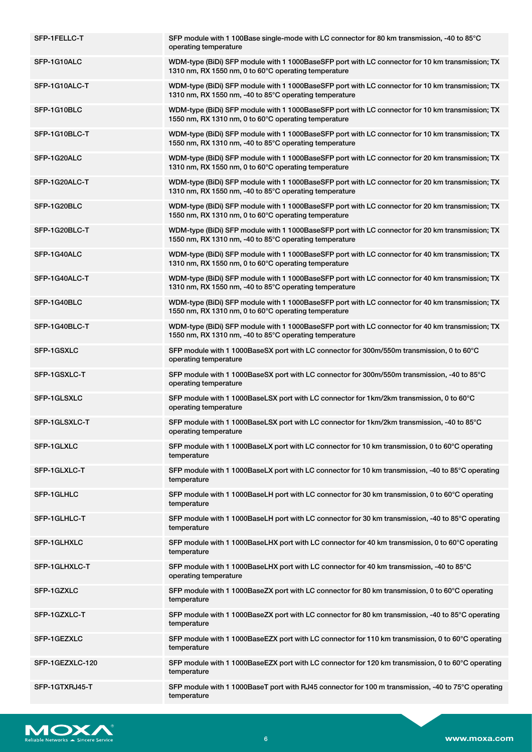| | |
|---|---|
| SFP-1FELLC-T | SFP module with 1 100Base single-mode with LC connector for 80 km transmission, -40 to 85°C operating temperature |
| SFP-1G10ALC | WDM-type (BiDi) SFP module with 1 1000BaseSFP port with LC connector for 10 km transmission; TX 1310 nm, RX 1550 nm, 0 to 60°C operating temperature |
| SFP-1G10ALC-T | WDM-type (BiDi) SFP module with 1 1000BaseSFP port with LC connector for 10 km transmission; TX 1310 nm, RX 1550 nm, -40 to 85°C operating temperature |
| SFP-1G10BLC | WDM-type (BiDi) SFP module with 1 1000BaseSFP port with LC connector for 10 km transmission; TX 1550 nm, RX 1310 nm, 0 to 60°C operating temperature |
| SFP-1G10BLC-T | WDM-type (BiDi) SFP module with 1 1000BaseSFP port with LC connector for 10 km transmission; TX 1550 nm, RX 1310 nm, -40 to 85°C operating temperature |
| SFP-1G20ALC | WDM-type (BiDi) SFP module with 1 1000BaseSFP port with LC connector for 20 km transmission; TX 1310 nm, RX 1550 nm, 0 to 60°C operating temperature |
| SFP-1G20ALC-T | WDM-type (BiDi) SFP module with 1 1000BaseSFP port with LC connector for 20 km transmission; TX 1310 nm, RX 1550 nm, -40 to 85°C operating temperature |
| SFP-1G20BLC | WDM-type (BiDi) SFP module with 1 1000BaseSFP port with LC connector for 20 km transmission; TX 1550 nm, RX 1310 nm, 0 to 60°C operating temperature |
| SFP-1G20BLC-T | WDM-type (BiDi) SFP module with 1 1000BaseSFP port with LC connector for 20 km transmission; TX 1550 nm, RX 1310 nm, -40 to 85°C operating temperature |
| SFP-1G40ALC | WDM-type (BiDi) SFP module with 1 1000BaseSFP port with LC connector for 40 km transmission; TX 1310 nm, RX 1550 nm, 0 to 60°C operating temperature |
| SFP-1G40ALC-T | WDM-type (BiDi) SFP module with 1 1000BaseSFP port with LC connector for 40 km transmission; TX 1310 nm, RX 1550 nm, -40 to 85°C operating temperature |
| SFP-1G40BLC | WDM-type (BiDi) SFP module with 1 1000BaseSFP port with LC connector for 40 km transmission; TX 1550 nm, RX 1310 nm, 0 to 60°C operating temperature |
| SFP-1G40BLC-T | WDM-type (BiDi) SFP module with 1 1000BaseSFP port with LC connector for 40 km transmission; TX 1550 nm, RX 1310 nm, -40 to 85°C operating temperature |
| SFP-1GSXLC | SFP module with 1 1000BaseSX port with LC connector for 300m/550m transmission, 0 to 60°C operating temperature |
| SFP-1GSXLC-T | SFP module with 1 1000BaseSX port with LC connector for 300m/550m transmission, -40 to 85°C operating temperature |
| SFP-1GLSXLC | SFP module with 1 1000BaseLSX port with LC connector for 1km/2km transmission, 0 to 60°C operating temperature |
| SFP-1GLSXLC-T | SFP module with 1 1000BaseLSX port with LC connector for 1km/2km transmission, -40 to 85°C operating temperature |
| SFP-1GLXLC | SFP module with 1 1000BaseLX port with LC connector for 10 km transmission, 0 to 60°C operating temperature |
| SFP-1GLXLC-T | SFP module with 1 1000BaseLX port with LC connector for 10 km transmission, -40 to 85°C operating temperature |
| SFP-1GLHLC | SFP module with 1 1000BaseLH port with LC connector for 30 km transmission, 0 to 60°C operating temperature |
| SFP-1GLHLC-T | SFP module with 1 1000BaseLH port with LC connector for 30 km transmission, -40 to 85°C operating temperature |
| SFP-1GLHXLC | SFP module with 1 1000BaseLHX port with LC connector for 40 km transmission, 0 to 60°C operating temperature |
| SFP-1GLHXLC-T | SFP module with 1 1000BaseLHX port with LC connector for 40 km transmission, -40 to 85°C operating temperature |
| SFP-1GZXLC | SFP module with 1 1000BaseZX port with LC connector for 80 km transmission, 0 to 60°C operating temperature |
| SFP-1GZXLC-T | SFP module with 1 1000BaseZX port with LC connector for 80 km transmission, -40 to 85°C operating temperature |
| SFP-1GEZXLC | SFP module with 1 1000BaseEZX port with LC connector for 110 km transmission, 0 to 60°C operating temperature |
| SFP-1GEZXLC-120 | SFP module with 1 1000BaseEZX port with LC connector for 120 km transmission, 0 to 60°C operating temperature |
| SFP-1GTXRJ45-T | SFP module with 1 1000BaseT port with RJ45 connector for 100 m transmission, -40 to 75°C operating temperature |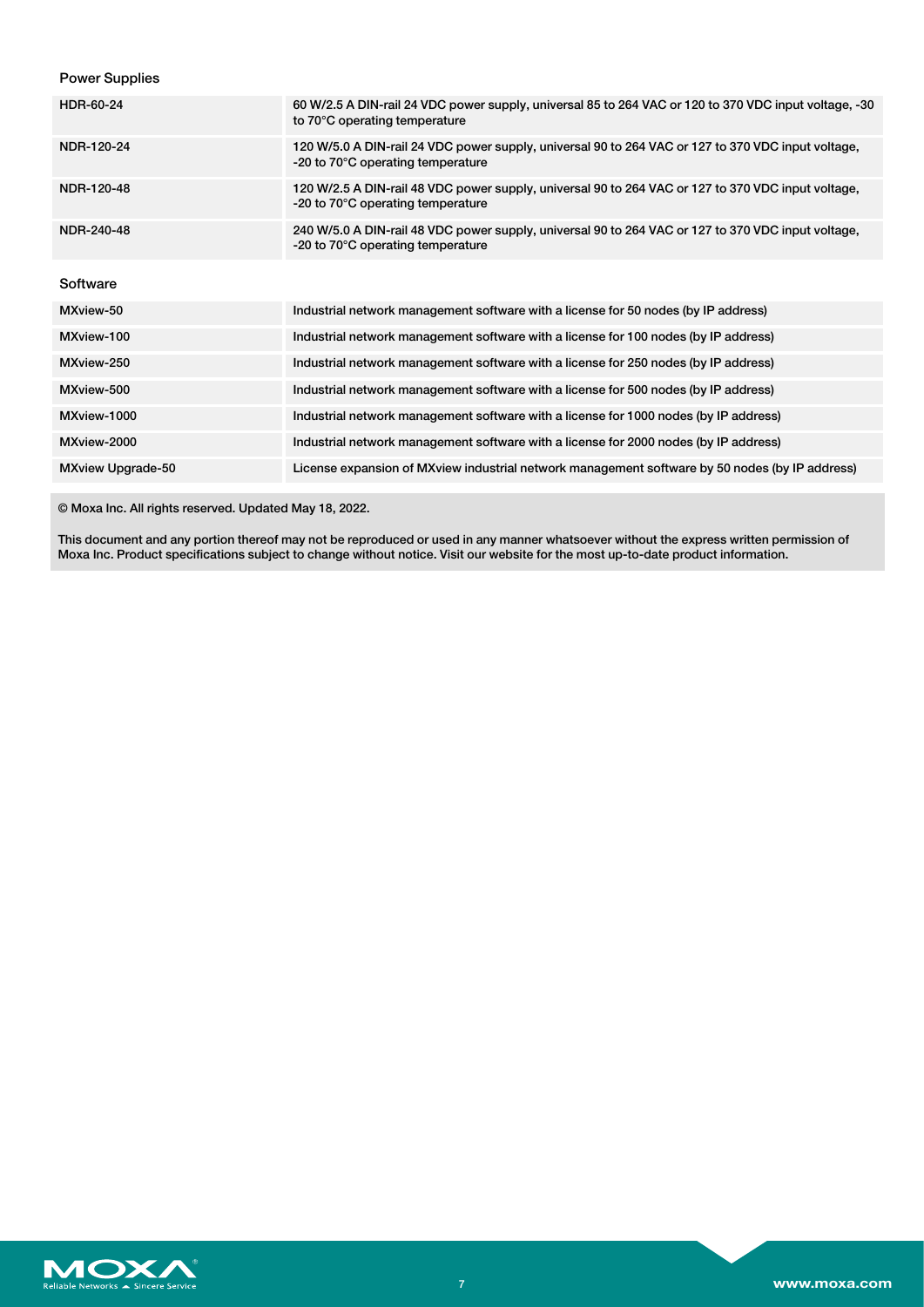### Power Supplies

| | |
|---|---|
| HDR-60-24 | 60 W/2.5 A DIN-rail 24 VDC power supply, universal 85 to 264 VAC or 120 to 370 VDC input voltage, -30 to 70°C operating temperature |
| NDR-120-24 | 120 W/5.0 A DIN-rail 24 VDC power supply, universal 90 to 264 VAC or 127 to 370 VDC input voltage, -20 to 70°C operating temperature |
| NDR-120-48 | 120 W/2.5 A DIN-rail 48 VDC power supply, universal 90 to 264 VAC or 127 to 370 VDC input voltage, -20 to 70°C operating temperature |
| NDR-240-48 | 240 W/5.0 A DIN-rail 48 VDC power supply, universal 90 to 264 VAC or 127 to 370 VDC input voltage, -20 to 70°C operating temperature |

### Software

| | |
|---|---|
| MXview-50 | Industrial network management software with a license for 50 nodes (by IP address) |
| MXview-100 | Industrial network management software with a license for 100 nodes (by IP address) |
| MXview-250 | Industrial network management software with a license for 250 nodes (by IP address) |
| MXview-500 | Industrial network management software with a license for 500 nodes (by IP address) |
| MXview-1000 | Industrial network management software with a license for 1000 nodes (by IP address) |
| MXview-2000 | Industrial network management software with a license for 2000 nodes (by IP address) |
| MXview Upgrade-50 | License expansion of MXview industrial network management software by 50 nodes (by IP address) |

© Moxa Inc. All rights reserved. Updated May 18, 2022.

This document and any portion thereof may not be reproduced or used in any manner whatsoever without the express written permission of Moxa Inc. Product specifications subject to change without notice. Visit our website for the most up-to-date product information.